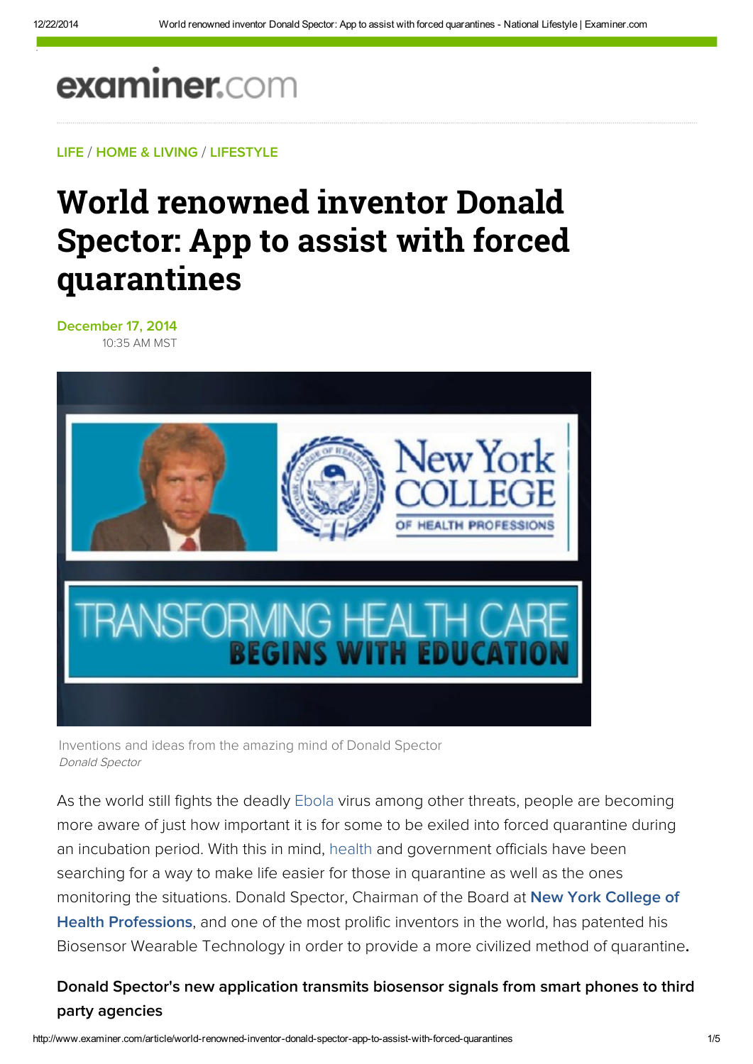examiner.com

LIFE / HOME & LIVING / LIFESTYLE

# World renowned inventor Donald Spector: App to assist with forced quarantines

December 17, 2014
10:35 AM MST

Inventions and ideas from the amazing mind of Donald Spector
*Donald Spector*

As the world still fights the deadly Ebola virus among other threats, people are becoming more aware of just how important it is for some to be exiled into forced quarantine during an incubation period. With this in mind, health and government officials have been searching for a way to make life easier for those in quarantine as well as the ones monitoring the situations. Donald Spector, Chairman of the Board at **New York College of Health Professions**, and one of the most prolific inventors in the world, has patented his Biosensor Wearable Technology in order to provide a more civilized method of quarantine.

### Donald Spector's new application transmits biosensor signals from smart phones to third party agencies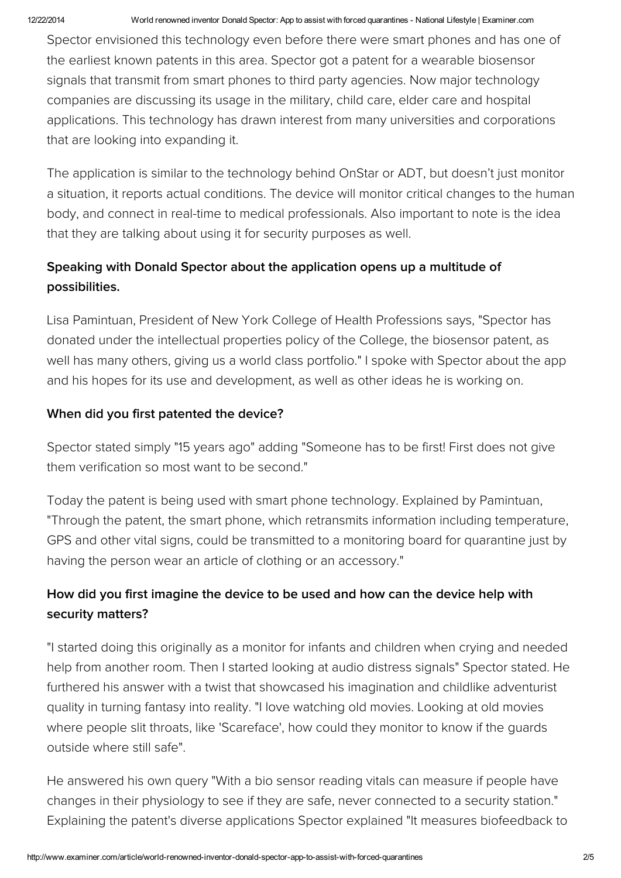Spector envisioned this technology even before there were smart phones and has one of the earliest known patents in this area. Spector got a patent for a wearable biosensor signals that transmit from smart phones to third party agencies. Now major technology companies are discussing its usage in the military, child care, elder care and hospital applications. This technology has drawn interest from many universities and corporations that are looking into expanding it.

The application is similar to the technology behind OnStar or ADT, but doesn't just monitor a situation, it reports actual conditions. The device will monitor critical changes to the human body, and connect in real-time to medical professionals. Also important to note is the idea that they are talking about using it for security purposes as well.

### Speaking with Donald Spector about the application opens up a multitude of possibilities.

Lisa Pamintuan, President of New York College of Health Professions says, "Spector has donated under the intellectual properties policy of the College, the biosensor patent, as well has many others, giving us a world class portfolio." I spoke with Spector about the app and his hopes for its use and development, as well as other ideas he is working on.

### When did you first patented the device?

Spector stated simply "15 years ago" adding "Someone has to be first! First does not give them verification so most want to be second."

Today the patent is being used with smart phone technology. Explained by Pamintuan, "Through the patent, the smart phone, which retransmits information including temperature, GPS and other vital signs, could be transmitted to a monitoring board for quarantine just by having the person wear an article of clothing or an accessory."

### How did you first imagine the device to be used and how can the device help with security matters?

"I started doing this originally as a monitor for infants and children when crying and needed help from another room. Then I started looking at audio distress signals" Spector stated. He furthered his answer with a twist that showcased his imagination and childlike adventurist quality in turning fantasy into reality. "I love watching old movies. Looking at old movies where people slit throats, like 'Scareface', how could they monitor to know if the guards outside where still safe".

He answered his own query "With a bio sensor reading vitals can measure if people have changes in their physiology to see if they are safe, never connected to a security station." Explaining the patent's diverse applications Spector explained "It measures biofeedback to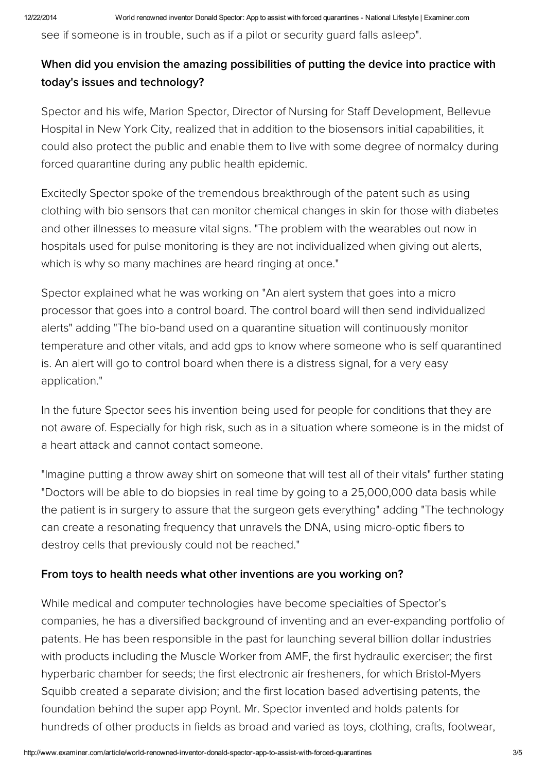see if someone is in trouble, such as if a pilot or security guard falls asleep".

### When did you envision the amazing possibilities of putting the device into practice with today's issues and technology?

Spector and his wife, Marion Spector, Director of Nursing for Staff Development, Bellevue Hospital in New York City, realized that in addition to the biosensors initial capabilities, it could also protect the public and enable them to live with some degree of normalcy during forced quarantine during any public health epidemic.

Excitedly Spector spoke of the tremendous breakthrough of the patent such as using clothing with bio sensors that can monitor chemical changes in skin for those with diabetes and other illnesses to measure vital signs. "The problem with the wearables out now in hospitals used for pulse monitoring is they are not individualized when giving out alerts, which is why so many machines are heard ringing at once."

Spector explained what he was working on "An alert system that goes into a micro processor that goes into a control board. The control board will then send individualized alerts" adding "The bio-band used on a quarantine situation will continuously monitor temperature and other vitals, and add gps to know where someone who is self quarantined is. An alert will go to control board when there is a distress signal, for a very easy application."

In the future Spector sees his invention being used for people for conditions that they are not aware of. Especially for high risk, such as in a situation where someone is in the midst of a heart attack and cannot contact someone.

"Imagine putting a throw away shirt on someone that will test all of their vitals" further stating "Doctors will be able to do biopsies in real time by going to a 25,000,000 data basis while the patient is in surgery to assure that the surgeon gets everything" adding "The technology can create a resonating frequency that unravels the DNA, using micro-optic fibers to destroy cells that previously could not be reached."

### From toys to health needs what other inventions are you working on?

While medical and computer technologies have become specialties of Spector's companies, he has a diversified background of inventing and an ever-expanding portfolio of patents. He has been responsible in the past for launching several billion dollar industries with products including the Muscle Worker from AMF, the first hydraulic exerciser; the first hyperbaric chamber for seeds; the first electronic air fresheners, for which Bristol-Myers Squibb created a separate division; and the first location based advertising patents, the foundation behind the super app Poynt. Mr. Spector invented and holds patents for hundreds of other products in fields as broad and varied as toys, clothing, crafts, footwear,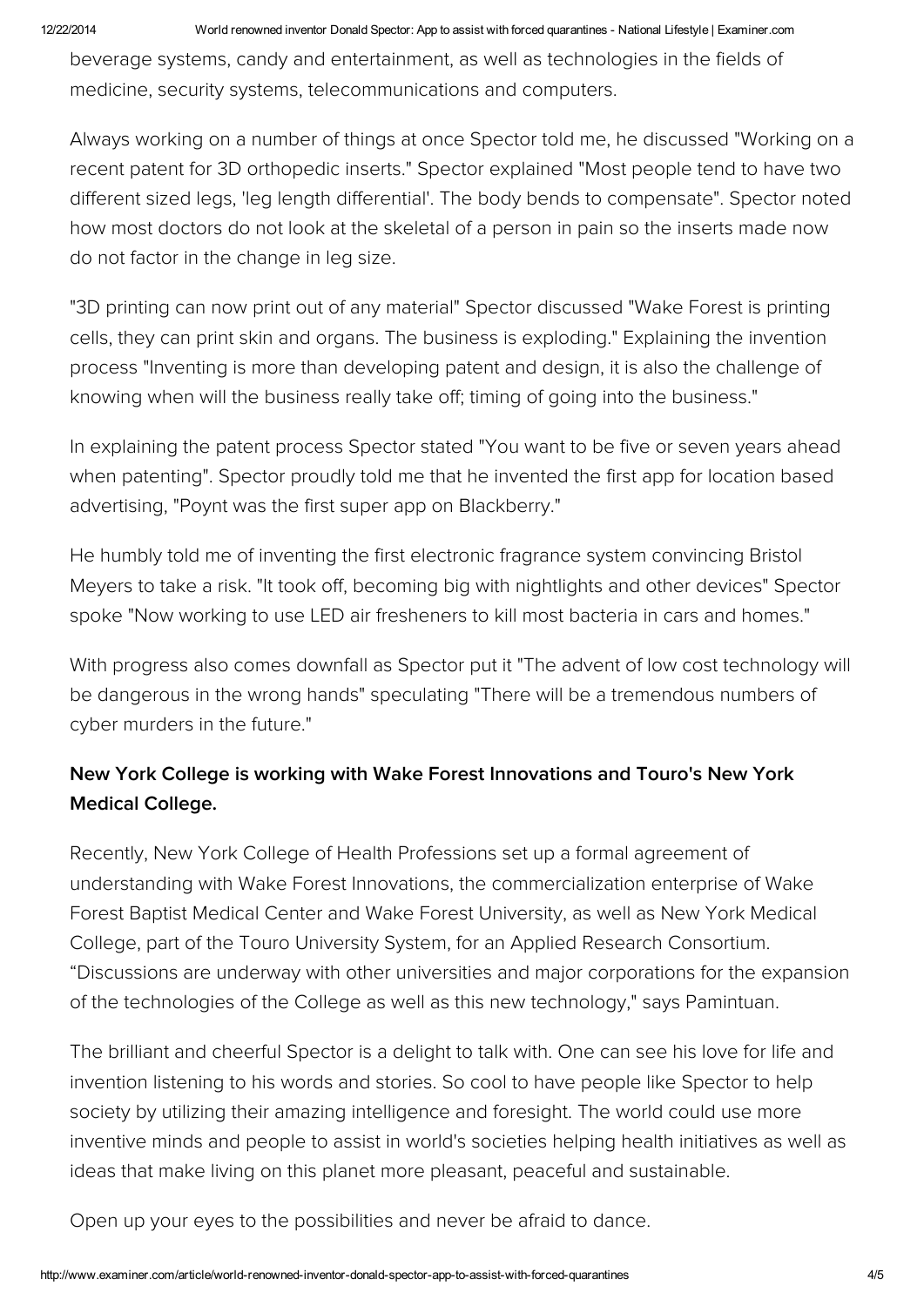beverage systems, candy and entertainment, as well as technologies in the fields of medicine, security systems, telecommunications and computers.

Always working on a number of things at once Spector told me, he discussed "Working on a recent patent for 3D orthopedic inserts." Spector explained "Most people tend to have two different sized legs, 'leg length differential'. The body bends to compensate". Spector noted how most doctors do not look at the skeletal of a person in pain so the inserts made now do not factor in the change in leg size.

"3D printing can now print out of any material" Spector discussed "Wake Forest is printing cells, they can print skin and organs. The business is exploding." Explaining the invention process "Inventing is more than developing patent and design, it is also the challenge of knowing when will the business really take off; timing of going into the business."

In explaining the patent process Spector stated "You want to be five or seven years ahead when patenting". Spector proudly told me that he invented the first app for location based advertising, "Poynt was the first super app on Blackberry."

He humbly told me of inventing the first electronic fragrance system convincing Bristol Meyers to take a risk. "It took off, becoming big with nightlights and other devices" Spector spoke "Now working to use LED air fresheners to kill most bacteria in cars and homes."

With progress also comes downfall as Spector put it "The advent of low cost technology will be dangerous in the wrong hands" speculating "There will be a tremendous numbers of cyber murders in the future."

**New York College is working with Wake Forest Innovations and Touro's New York Medical College.**

Recently, New York College of Health Professions set up a formal agreement of understanding with Wake Forest Innovations, the commercialization enterprise of Wake Forest Baptist Medical Center and Wake Forest University, as well as New York Medical College, part of the Touro University System, for an Applied Research Consortium. “Discussions are underway with other universities and major corporations for the expansion of the technologies of the College as well as this new technology," says Pamintuan.

The brilliant and cheerful Spector is a delight to talk with. One can see his love for life and invention listening to his words and stories. So cool to have people like Spector to help society by utilizing their amazing intelligence and foresight. The world could use more inventive minds and people to assist in world's societies helping health initiatives as well as ideas that make living on this planet more pleasant, peaceful and sustainable.

Open up your eyes to the possibilities and never be afraid to dance.